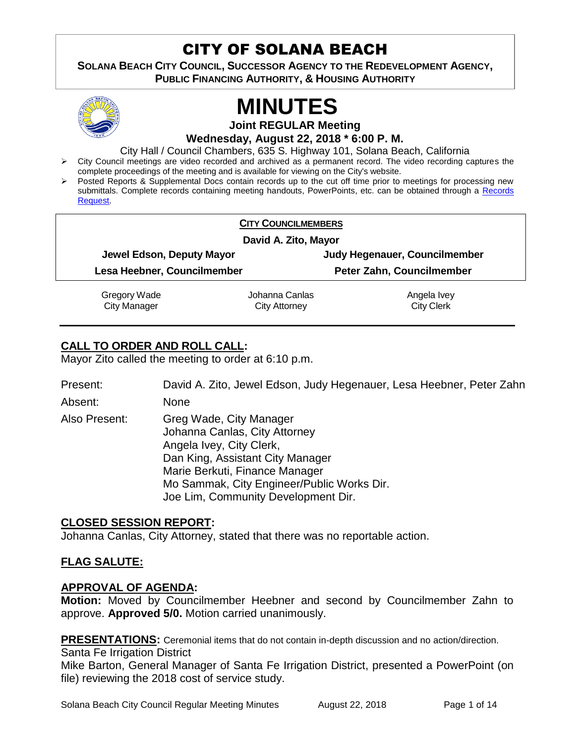# CITY OF SOLANA BEACH

**SOLANA BEACH CITY COUNCIL, SUCCESSOR AGENCY TO THE REDEVELOPMENT AGENCY, PUBLIC FINANCING AUTHORITY, & HOUSING AUTHORITY**

# MINUTES

**Joint REGULAR Meeting**

**Wednesday, August 22, 2018 * 6:00 P. M.**

City Hall / Council Chambers, 635 S. Highway 101, Solana Beach, California

- City Council meetings are video recorded and archived as a permanent record. The video recording captures the complete proceedings of the meeting and is available for viewing on the City's website.
- Posted Reports & Supplemental Docs contain records up to the cut off time prior to meetings for processing new submittals. Complete records containing meeting handouts, PowerPoints, etc. can be obtained through a Records Request.

**CITY COUNCILMEMBERS**

**David A. Zito, Mayor**

| | |
|---|---|
| **Jewel Edson, Deputy Mayor** | **Judy Hegenauer, Councilmember** |
| **Lesa Heebner, Councilmember** | **Peter Zahn, Councilmember** |

| | | |
|---|---|---|
| Gregory Wade<br>City Manager | Johanna Canlas<br>City Attorney | Angela Ivey<br>City Clerk |

## CALL TO ORDER AND ROLL CALL:

Mayor Zito called the meeting to order at 6:10 p.m.

Present: David A. Zito, Jewel Edson, Judy Hegenauer, Lesa Heebner, Peter Zahn

Absent: None

Also Present: Greg Wade, City Manager
Johanna Canlas, City Attorney
Angela Ivey, City Clerk,
Dan King, Assistant City Manager
Marie Berkuti, Finance Manager
Mo Sammak, City Engineer/Public Works Dir.
Joe Lim, Community Development Dir.

## CLOSED SESSION REPORT:

Johanna Canlas, City Attorney, stated that there was no reportable action.

## FLAG SALUTE:

## APPROVAL OF AGENDA:

**Motion:** Moved by Councilmember Heebner and second by Councilmember Zahn to approve. **Approved 5/0.** Motion carried unanimously.

**PRESENTATIONS:** Ceremonial items that do not contain in-depth discussion and no action/direction.

Santa Fe Irrigation District

Mike Barton, General Manager of Santa Fe Irrigation District, presented a PowerPoint (on file) reviewing the 2018 cost of service study.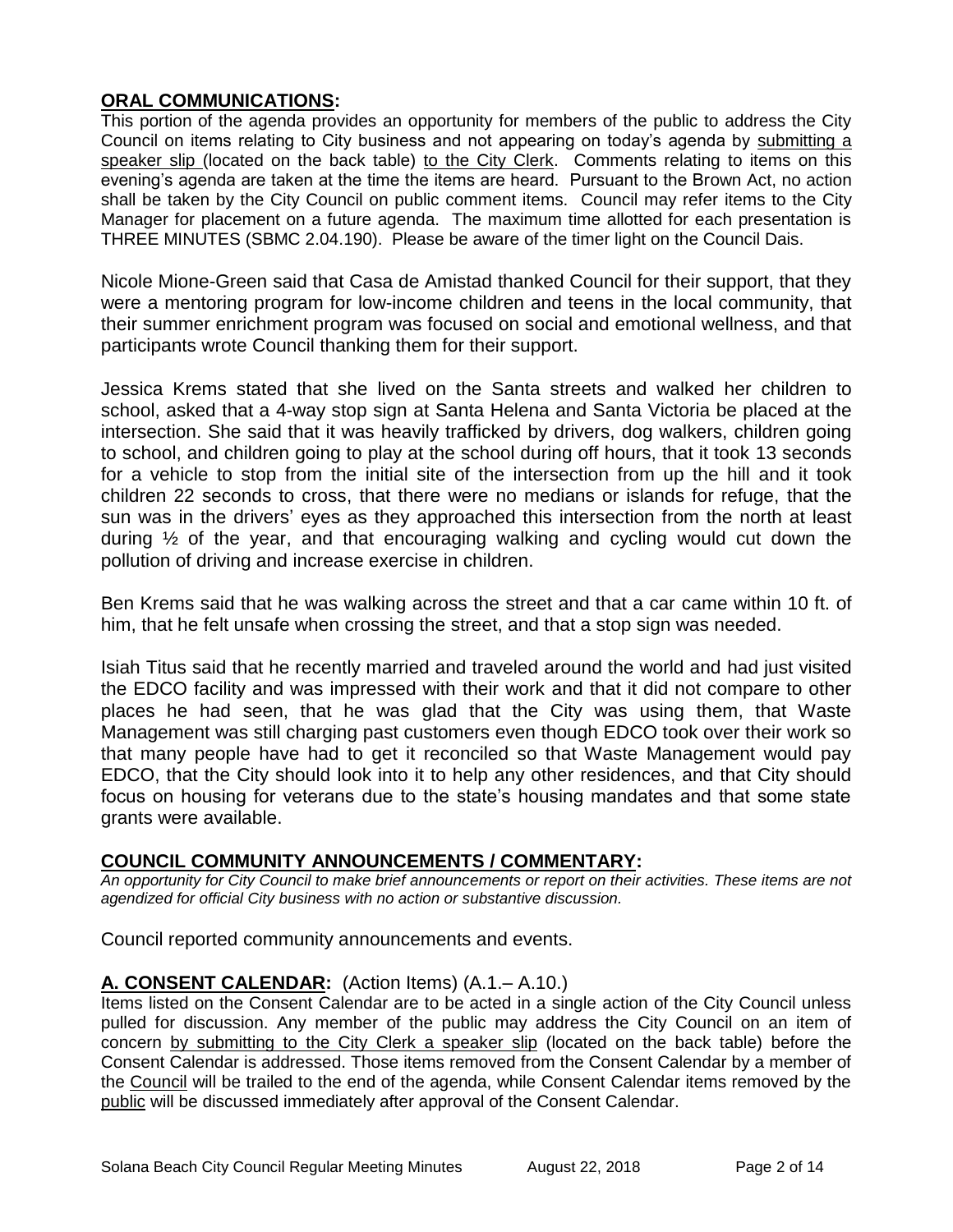## **ORAL COMMUNICATIONS:**

This portion of the agenda provides an opportunity for members of the public to address the City Council on items relating to City business and not appearing on today's agenda by submitting a speaker slip (located on the back table) to the City Clerk. Comments relating to items on this evening's agenda are taken at the time the items are heard. Pursuant to the Brown Act, no action shall be taken by the City Council on public comment items. Council may refer items to the City Manager for placement on a future agenda. The maximum time allotted for each presentation is THREE MINUTES (SBMC 2.04.190). Please be aware of the timer light on the Council Dais.

Nicole Mione-Green said that Casa de Amistad thanked Council for their support, that they were a mentoring program for low-income children and teens in the local community, that their summer enrichment program was focused on social and emotional wellness, and that participants wrote Council thanking them for their support.

Jessica Krems stated that she lived on the Santa streets and walked her children to school, asked that a 4-way stop sign at Santa Helena and Santa Victoria be placed at the intersection. She said that it was heavily trafficked by drivers, dog walkers, children going to school, and children going to play at the school during off hours, that it took 13 seconds for a vehicle to stop from the initial site of the intersection from up the hill and it took children 22 seconds to cross, that there were no medians or islands for refuge, that the sun was in the drivers' eyes as they approached this intersection from the north at least during ½ of the year, and that encouraging walking and cycling would cut down the pollution of driving and increase exercise in children.

Ben Krems said that he was walking across the street and that a car came within 10 ft. of him, that he felt unsafe when crossing the street, and that a stop sign was needed.

Isiah Titus said that he recently married and traveled around the world and had just visited the EDCO facility and was impressed with their work and that it did not compare to other places he had seen, that he was glad that the City was using them, that Waste Management was still charging past customers even though EDCO took over their work so that many people have had to get it reconciled so that Waste Management would pay EDCO, that the City should look into it to help any other residences, and that City should focus on housing for veterans due to the state's housing mandates and that some state grants were available.

## **COUNCIL COMMUNITY ANNOUNCEMENTS / COMMENTARY:**

*An opportunity for City Council to make brief announcements or report on their activities. These items are not agendized for official City business with no action or substantive discussion.*

Council reported community announcements and events.

## **A. CONSENT CALENDAR:** (Action Items) (A.1.– A.10.)

Items listed on the Consent Calendar are to be acted in a single action of the City Council unless pulled for discussion. Any member of the public may address the City Council on an item of concern by submitting to the City Clerk a speaker slip (located on the back table) before the Consent Calendar is addressed. Those items removed from the Consent Calendar by a member of the Council will be trailed to the end of the agenda, while Consent Calendar items removed by the public will be discussed immediately after approval of the Consent Calendar.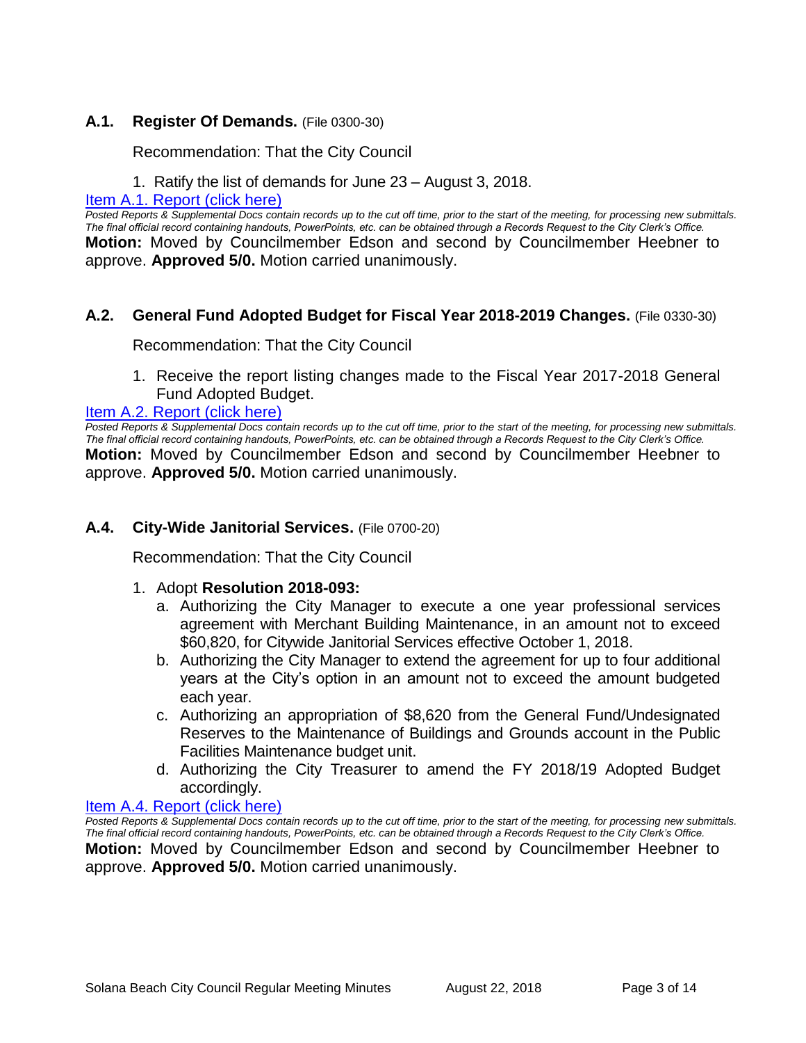### A.1. Register Of Demands. (File 0300-30)

Recommendation: That the City Council

1. Ratify the list of demands for June 23 – August 3, 2018.

Item A.1. Report (click here)

*Posted Reports & Supplemental Docs contain records up to the cut off time, prior to the start of the meeting, for processing new submittals. The final official record containing handouts, PowerPoints, etc. can be obtained through a Records Request to the City Clerk's Office.*

**Motion:** Moved by Councilmember Edson and second by Councilmember Heebner to approve. **Approved 5/0.** Motion carried unanimously.

### A.2. General Fund Adopted Budget for Fiscal Year 2018-2019 Changes. (File 0330-30)

Recommendation: That the City Council

1. Receive the report listing changes made to the Fiscal Year 2017-2018 General Fund Adopted Budget.

Item A.2. Report (click here)

*Posted Reports & Supplemental Docs contain records up to the cut off time, prior to the start of the meeting, for processing new submittals. The final official record containing handouts, PowerPoints, etc. can be obtained through a Records Request to the City Clerk's Office.*

**Motion:** Moved by Councilmember Edson and second by Councilmember Heebner to approve. **Approved 5/0.** Motion carried unanimously.

### A.4. City-Wide Janitorial Services. (File 0700-20)

Recommendation: That the City Council

1. Adopt **Resolution 2018-093:**
   a. Authorizing the City Manager to execute a one year professional services agreement with Merchant Building Maintenance, in an amount not to exceed $60,820, for Citywide Janitorial Services effective October 1, 2018.
   b. Authorizing the City Manager to extend the agreement for up to four additional years at the City's option in an amount not to exceed the amount budgeted each year.
   c. Authorizing an appropriation of $8,620 from the General Fund/Undesignated Reserves to the Maintenance of Buildings and Grounds account in the Public Facilities Maintenance budget unit.
   d. Authorizing the City Treasurer to amend the FY 2018/19 Adopted Budget accordingly.

Item A.4. Report (click here)

*Posted Reports & Supplemental Docs contain records up to the cut off time, prior to the start of the meeting, for processing new submittals. The final official record containing handouts, PowerPoints, etc. can be obtained through a Records Request to the City Clerk's Office.*

**Motion:** Moved by Councilmember Edson and second by Councilmember Heebner to approve. **Approved 5/0.** Motion carried unanimously.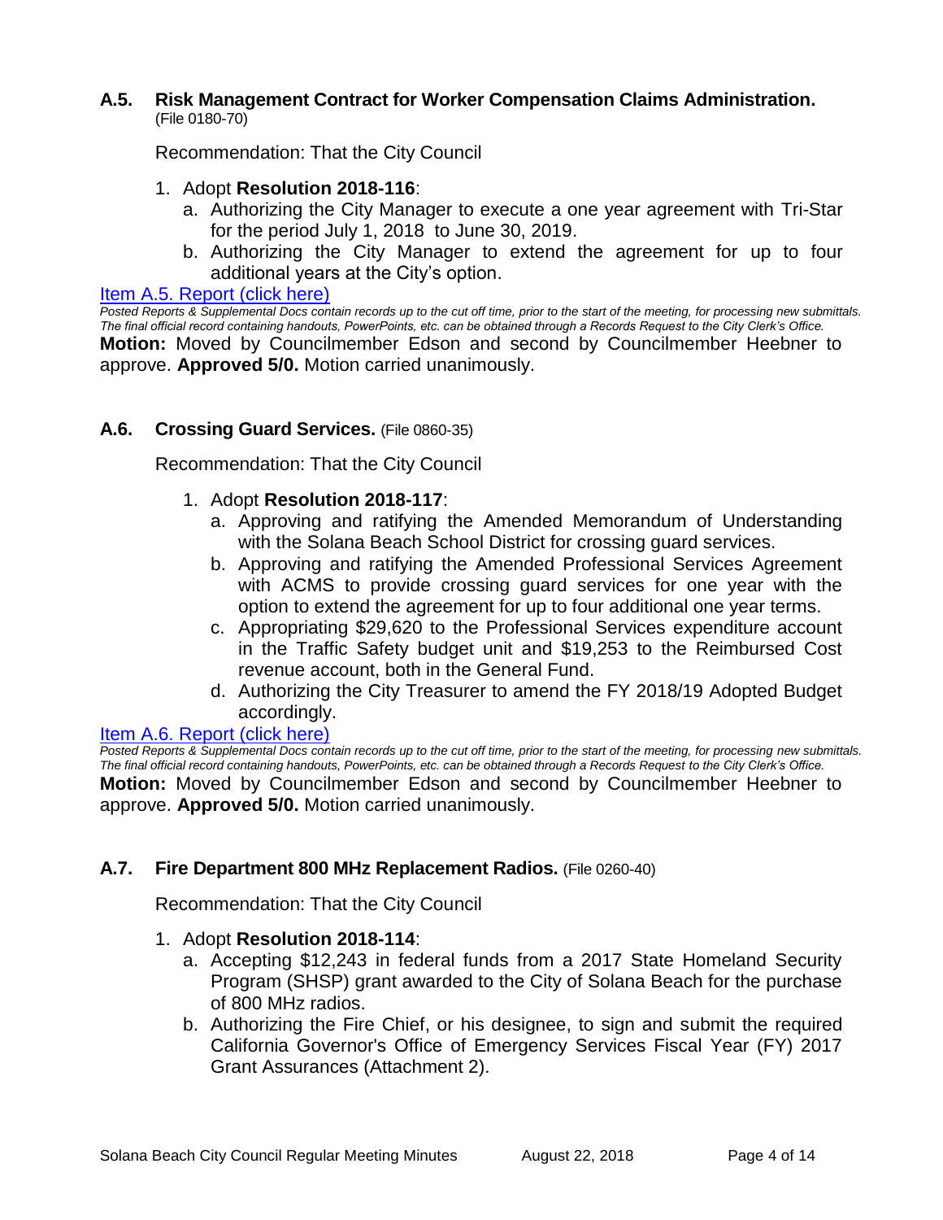### A.5. Risk Management Contract for Worker Compensation Claims Administration.
(File 0180-70)

Recommendation: That the City Council

1. Adopt **Resolution 2018-116**:
   a. Authorizing the City Manager to execute a one year agreement with Tri-Star for the period July 1, 2018 to June 30, 2019.
   b. Authorizing the City Manager to extend the agreement for up to four additional years at the City's option.

Item A.5. Report (click here)

*Posted Reports & Supplemental Docs contain records up to the cut off time, prior to the start of the meeting, for processing new submittals. The final official record containing handouts, PowerPoints, etc. can be obtained through a Records Request to the City Clerk's Office.*

**Motion:** Moved by Councilmember Edson and second by Councilmember Heebner to approve. **Approved 5/0.** Motion carried unanimously.

### A.6. Crossing Guard Services. (File 0860-35)

Recommendation: That the City Council

1. Adopt **Resolution 2018-117**:
   a. Approving and ratifying the Amended Memorandum of Understanding with the Solana Beach School District for crossing guard services.
   b. Approving and ratifying the Amended Professional Services Agreement with ACMS to provide crossing guard services for one year with the option to extend the agreement for up to four additional one year terms.
   c. Appropriating $29,620 to the Professional Services expenditure account in the Traffic Safety budget unit and $19,253 to the Reimbursed Cost revenue account, both in the General Fund.
   d. Authorizing the City Treasurer to amend the FY 2018/19 Adopted Budget accordingly.

Item A.6. Report (click here)

*Posted Reports & Supplemental Docs contain records up to the cut off time, prior to the start of the meeting, for processing new submittals. The final official record containing handouts, PowerPoints, etc. can be obtained through a Records Request to the City Clerk's Office.*

**Motion:** Moved by Councilmember Edson and second by Councilmember Heebner to approve. **Approved 5/0.** Motion carried unanimously.

### A.7. Fire Department 800 MHz Replacement Radios. (File 0260-40)

Recommendation: That the City Council

1. Adopt **Resolution 2018-114**:
   a. Accepting $12,243 in federal funds from a 2017 State Homeland Security Program (SHSP) grant awarded to the City of Solana Beach for the purchase of 800 MHz radios.
   b. Authorizing the Fire Chief, or his designee, to sign and submit the required California Governor's Office of Emergency Services Fiscal Year (FY) 2017 Grant Assurances (Attachment 2).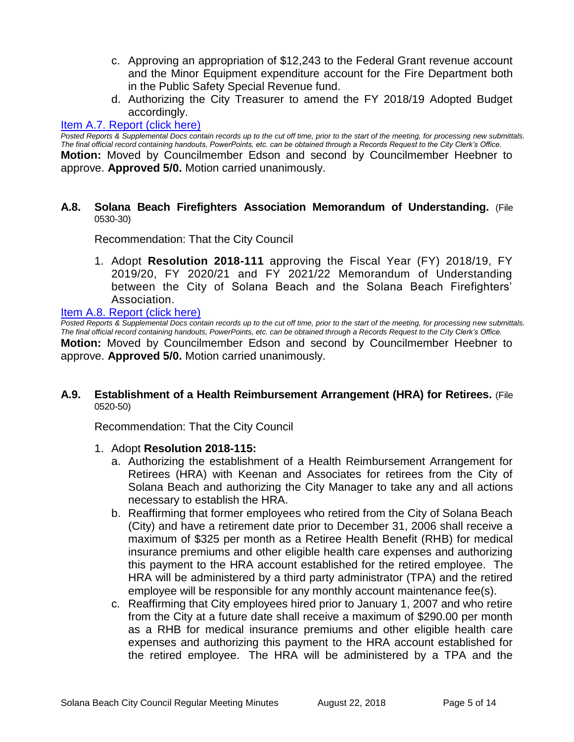c. Approving an appropriation of $12,243 to the Federal Grant revenue account and the Minor Equipment expenditure account for the Fire Department both in the Public Safety Special Revenue fund.
d. Authorizing the City Treasurer to amend the FY 2018/19 Adopted Budget accordingly.

[Item A.7. Report (click here)]

*Posted Reports & Supplemental Docs contain records up to the cut off time, prior to the start of the meeting, for processing new submittals. The final official record containing handouts, PowerPoints, etc. can be obtained through a Records Request to the City Clerk's Office.*

**Motion:** Moved by Councilmember Edson and second by Councilmember Heebner to approve. **Approved 5/0.** Motion carried unanimously.

**A.8. Solana Beach Firefighters Association Memorandum of Understanding.** (File 0530-30)

Recommendation: That the City Council

1. Adopt **Resolution 2018-111** approving the Fiscal Year (FY) 2018/19, FY 2019/20, FY 2020/21 and FY 2021/22 Memorandum of Understanding between the City of Solana Beach and the Solana Beach Firefighters' Association.

[Item A.8. Report (click here)]

*Posted Reports & Supplemental Docs contain records up to the cut off time, prior to the start of the meeting, for processing new submittals. The final official record containing handouts, PowerPoints, etc. can be obtained through a Records Request to the City Clerk's Office.*

**Motion:** Moved by Councilmember Edson and second by Councilmember Heebner to approve. **Approved 5/0.** Motion carried unanimously.

**A.9. Establishment of a Health Reimbursement Arrangement (HRA) for Retirees.** (File 0520-50)

Recommendation: That the City Council

1. Adopt **Resolution 2018-115:**
   a. Authorizing the establishment of a Health Reimbursement Arrangement for Retirees (HRA) with Keenan and Associates for retirees from the City of Solana Beach and authorizing the City Manager to take any and all actions necessary to establish the HRA.
   b. Reaffirming that former employees who retired from the City of Solana Beach (City) and have a retirement date prior to December 31, 2006 shall receive a maximum of $325 per month as a Retiree Health Benefit (RHB) for medical insurance premiums and other eligible health care expenses and authorizing this payment to the HRA account established for the retired employee. The HRA will be administered by a third party administrator (TPA) and the retired employee will be responsible for any monthly account maintenance fee(s).
   c. Reaffirming that City employees hired prior to January 1, 2007 and who retire from the City at a future date shall receive a maximum of $290.00 per month as a RHB for medical insurance premiums and other eligible health care expenses and authorizing this payment to the HRA account established for the retired employee. The HRA will be administered by a TPA and the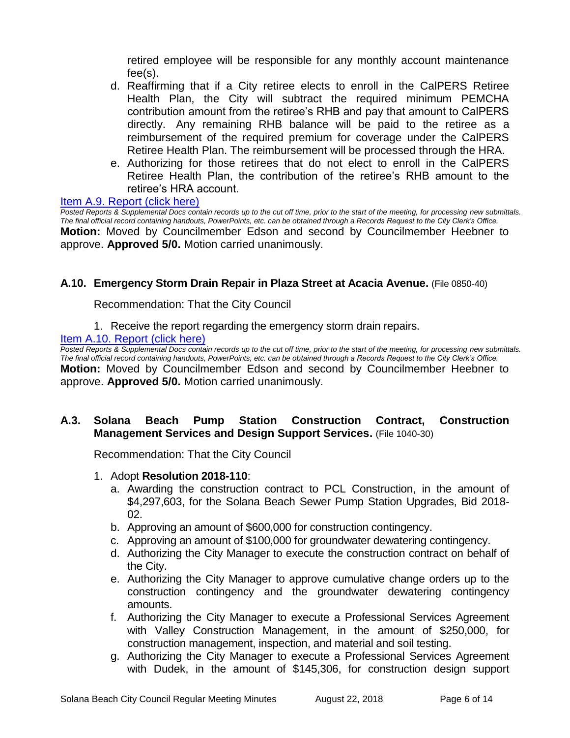retired employee will be responsible for any monthly account maintenance fee(s).

d. Reaffirming that if a City retiree elects to enroll in the CalPERS Retiree Health Plan, the City will subtract the required minimum PEMCHA contribution amount from the retiree's RHB and pay that amount to CalPERS directly. Any remaining RHB balance will be paid to the retiree as a reimbursement of the required premium for coverage under the CalPERS Retiree Health Plan. The reimbursement will be processed through the HRA.

e. Authorizing for those retirees that do not elect to enroll in the CalPERS Retiree Health Plan, the contribution of the retiree's RHB amount to the retiree's HRA account.

[Item A.9. Report (click here)]

*Posted Reports & Supplemental Docs contain records up to the cut off time, prior to the start of the meeting, for processing new submittals. The final official record containing handouts, PowerPoints, etc. can be obtained through a Records Request to the City Clerk's Office.*

**Motion:** Moved by Councilmember Edson and second by Councilmember Heebner to approve. **Approved 5/0.** Motion carried unanimously.

### A.10. Emergency Storm Drain Repair in Plaza Street at Acacia Avenue. (File 0850-40)

Recommendation: That the City Council

1. Receive the report regarding the emergency storm drain repairs.

[Item A.10. Report (click here)]

*Posted Reports & Supplemental Docs contain records up to the cut off time, prior to the start of the meeting, for processing new submittals. The final official record containing handouts, PowerPoints, etc. can be obtained through a Records Request to the City Clerk's Office.*

**Motion:** Moved by Councilmember Edson and second by Councilmember Heebner to approve. **Approved 5/0.** Motion carried unanimously.

### A.3. Solana Beach Pump Station Construction Contract, Construction Management Services and Design Support Services. (File 1040-30)

Recommendation: That the City Council

1. Adopt **Resolution 2018-110**:
   a. Awarding the construction contract to PCL Construction, in the amount of $4,297,603, for the Solana Beach Sewer Pump Station Upgrades, Bid 2018-02.
   b. Approving an amount of $600,000 for construction contingency.
   c. Approving an amount of $100,000 for groundwater dewatering contingency.
   d. Authorizing the City Manager to execute the construction contract on behalf of the City.
   e. Authorizing the City Manager to approve cumulative change orders up to the construction contingency and the groundwater dewatering contingency amounts.
   f. Authorizing the City Manager to execute a Professional Services Agreement with Valley Construction Management, in the amount of $250,000, for construction management, inspection, and material and soil testing.
   g. Authorizing the City Manager to execute a Professional Services Agreement with Dudek, in the amount of $145,306, for construction design support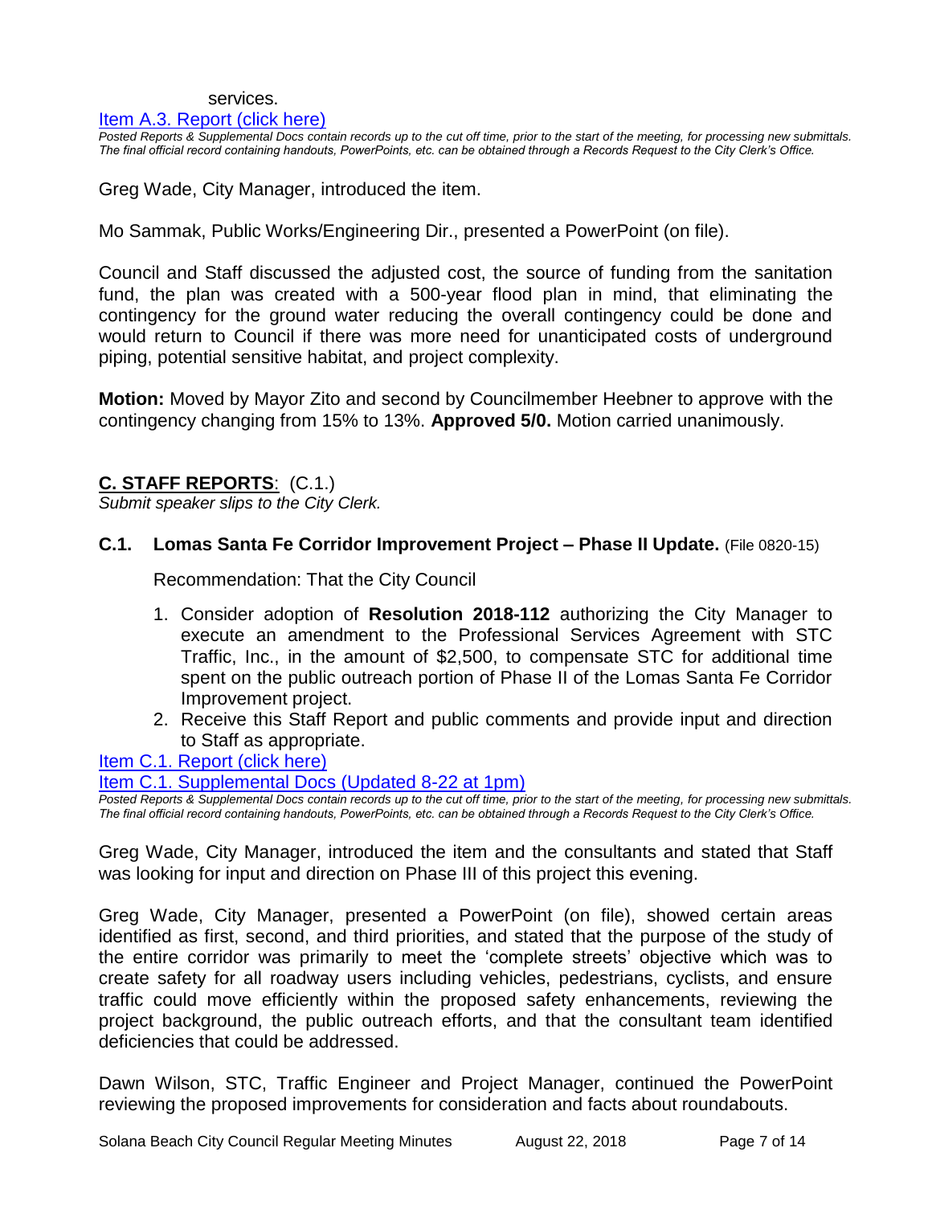services.

[Item A.3. Report (click here)]

*Posted Reports & Supplemental Docs contain records up to the cut off time, prior to the start of the meeting, for processing new submittals. The final official record containing handouts, PowerPoints, etc. can be obtained through a Records Request to the City Clerk's Office.*

Greg Wade, City Manager, introduced the item.

Mo Sammak, Public Works/Engineering Dir., presented a PowerPoint (on file).

Council and Staff discussed the adjusted cost, the source of funding from the sanitation fund, the plan was created with a 500-year flood plan in mind, that eliminating the contingency for the ground water reducing the overall contingency could be done and would return to Council if there was more need for unanticipated costs of underground piping, potential sensitive habitat, and project complexity.

**Motion:** Moved by Mayor Zito and second by Councilmember Heebner to approve with the contingency changing from 15% to 13%. **Approved 5/0.** Motion carried unanimously.

## C. STAFF REPORTS: (C.1.)

*Submit speaker slips to the City Clerk.*

### C.1. Lomas Santa Fe Corridor Improvement Project – Phase II Update. (File 0820-15)

Recommendation: That the City Council

1. Consider adoption of **Resolution 2018-112** authorizing the City Manager to execute an amendment to the Professional Services Agreement with STC Traffic, Inc., in the amount of $2,500, to compensate STC for additional time spent on the public outreach portion of Phase II of the Lomas Santa Fe Corridor Improvement project.
2. Receive this Staff Report and public comments and provide input and direction to Staff as appropriate.

[Item C.1. Report (click here)]

[Item C.1. Supplemental Docs (Updated 8-22 at 1pm)]

*Posted Reports & Supplemental Docs contain records up to the cut off time, prior to the start of the meeting, for processing new submittals. The final official record containing handouts, PowerPoints, etc. can be obtained through a Records Request to the City Clerk's Office.*

Greg Wade, City Manager, introduced the item and the consultants and stated that Staff was looking for input and direction on Phase III of this project this evening.

Greg Wade, City Manager, presented a PowerPoint (on file), showed certain areas identified as first, second, and third priorities, and stated that the purpose of the study of the entire corridor was primarily to meet the 'complete streets' objective which was to create safety for all roadway users including vehicles, pedestrians, cyclists, and ensure traffic could move efficiently within the proposed safety enhancements, reviewing the project background, the public outreach efforts, and that the consultant team identified deficiencies that could be addressed.

Dawn Wilson, STC, Traffic Engineer and Project Manager, continued the PowerPoint reviewing the proposed improvements for consideration and facts about roundabouts.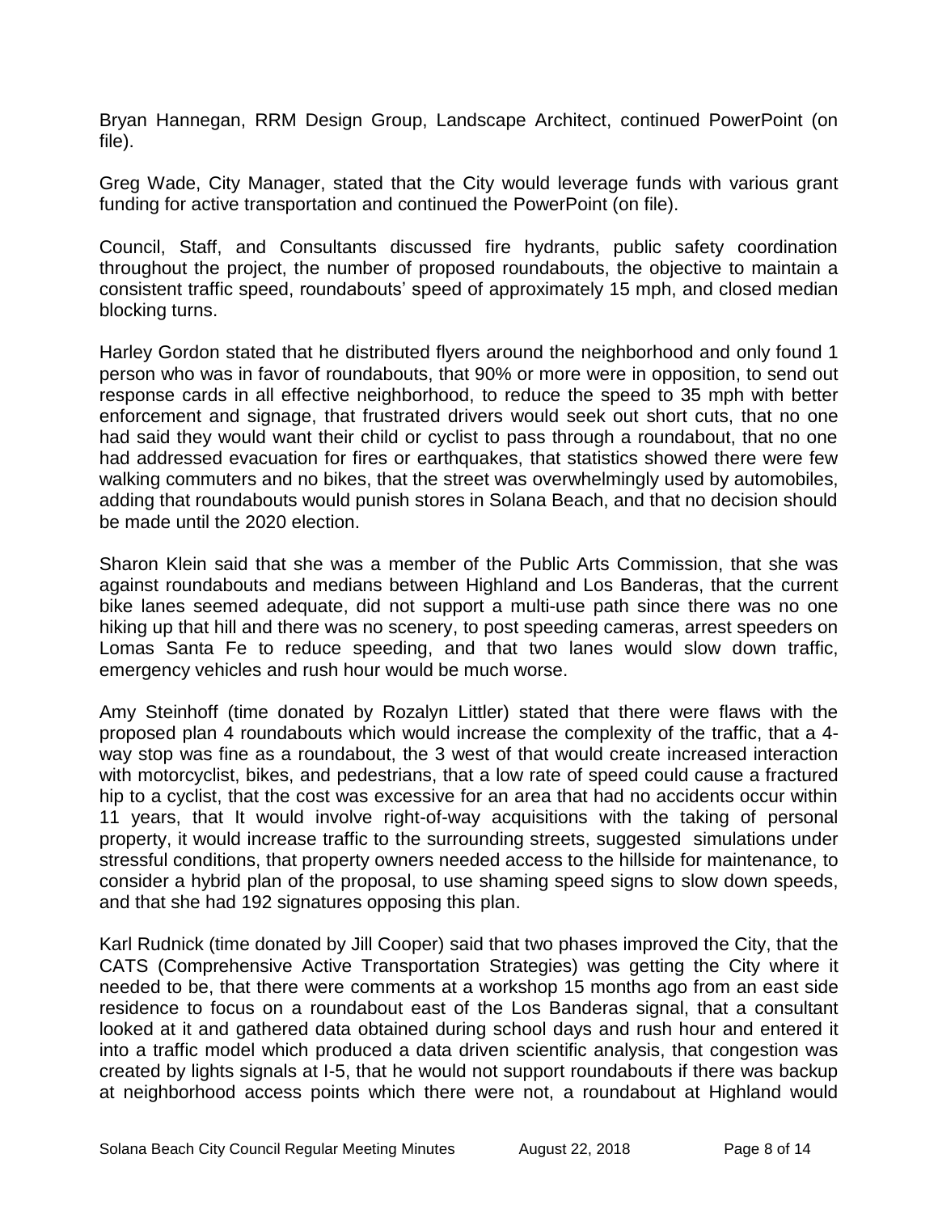Bryan Hannegan, RRM Design Group, Landscape Architect, continued PowerPoint (on file).

Greg Wade, City Manager, stated that the City would leverage funds with various grant funding for active transportation and continued the PowerPoint (on file).

Council, Staff, and Consultants discussed fire hydrants, public safety coordination throughout the project, the number of proposed roundabouts, the objective to maintain a consistent traffic speed, roundabouts' speed of approximately 15 mph, and closed median blocking turns.

Harley Gordon stated that he distributed flyers around the neighborhood and only found 1 person who was in favor of roundabouts, that 90% or more were in opposition, to send out response cards in all effective neighborhood, to reduce the speed to 35 mph with better enforcement and signage, that frustrated drivers would seek out short cuts, that no one had said they would want their child or cyclist to pass through a roundabout, that no one had addressed evacuation for fires or earthquakes, that statistics showed there were few walking commuters and no bikes, that the street was overwhelmingly used by automobiles, adding that roundabouts would punish stores in Solana Beach, and that no decision should be made until the 2020 election.

Sharon Klein said that she was a member of the Public Arts Commission, that she was against roundabouts and medians between Highland and Los Banderas, that the current bike lanes seemed adequate, did not support a multi-use path since there was no one hiking up that hill and there was no scenery, to post speeding cameras, arrest speeders on Lomas Santa Fe to reduce speeding, and that two lanes would slow down traffic, emergency vehicles and rush hour would be much worse.

Amy Steinhoff (time donated by Rozalyn Littler) stated that there were flaws with the proposed plan 4 roundabouts which would increase the complexity of the traffic, that a 4-way stop was fine as a roundabout, the 3 west of that would create increased interaction with motorcyclist, bikes, and pedestrians, that a low rate of speed could cause a fractured hip to a cyclist, that the cost was excessive for an area that had no accidents occur within 11 years, that It would involve right-of-way acquisitions with the taking of personal property, it would increase traffic to the surrounding streets, suggested simulations under stressful conditions, that property owners needed access to the hillside for maintenance, to consider a hybrid plan of the proposal, to use shaming speed signs to slow down speeds, and that she had 192 signatures opposing this plan.

Karl Rudnick (time donated by Jill Cooper) said that two phases improved the City, that the CATS (Comprehensive Active Transportation Strategies) was getting the City where it needed to be, that there were comments at a workshop 15 months ago from an east side residence to focus on a roundabout east of the Los Banderas signal, that a consultant looked at it and gathered data obtained during school days and rush hour and entered it into a traffic model which produced a data driven scientific analysis, that congestion was created by lights signals at I-5, that he would not support roundabouts if there was backup at neighborhood access points which there were not, a roundabout at Highland would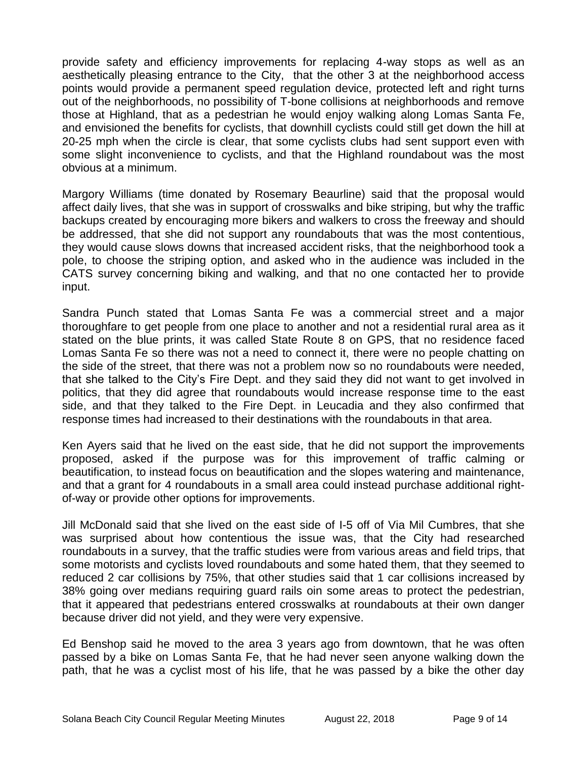provide safety and efficiency improvements for replacing 4-way stops as well as an aesthetically pleasing entrance to the City, that the other 3 at the neighborhood access points would provide a permanent speed regulation device, protected left and right turns out of the neighborhoods, no possibility of T-bone collisions at neighborhoods and remove those at Highland, that as a pedestrian he would enjoy walking along Lomas Santa Fe, and envisioned the benefits for cyclists, that downhill cyclists could still get down the hill at 20-25 mph when the circle is clear, that some cyclists clubs had sent support even with some slight inconvenience to cyclists, and that the Highland roundabout was the most obvious at a minimum.

Margory Williams (time donated by Rosemary Beaurline) said that the proposal would affect daily lives, that she was in support of crosswalks and bike striping, but why the traffic backups created by encouraging more bikers and walkers to cross the freeway and should be addressed, that she did not support any roundabouts that was the most contentious, they would cause slows downs that increased accident risks, that the neighborhood took a pole, to choose the striping option, and asked who in the audience was included in the CATS survey concerning biking and walking, and that no one contacted her to provide input.

Sandra Punch stated that Lomas Santa Fe was a commercial street and a major thoroughfare to get people from one place to another and not a residential rural area as it stated on the blue prints, it was called State Route 8 on GPS, that no residence faced Lomas Santa Fe so there was not a need to connect it, there were no people chatting on the side of the street, that there was not a problem now so no roundabouts were needed, that she talked to the City's Fire Dept. and they said they did not want to get involved in politics, that they did agree that roundabouts would increase response time to the east side, and that they talked to the Fire Dept. in Leucadia and they also confirmed that response times had increased to their destinations with the roundabouts in that area.

Ken Ayers said that he lived on the east side, that he did not support the improvements proposed, asked if the purpose was for this improvement of traffic calming or beautification, to instead focus on beautification and the slopes watering and maintenance, and that a grant for 4 roundabouts in a small area could instead purchase additional right-of-way or provide other options for improvements.

Jill McDonald said that she lived on the east side of I-5 off of Via Mil Cumbres, that she was surprised about how contentious the issue was, that the City had researched roundabouts in a survey, that the traffic studies were from various areas and field trips, that some motorists and cyclists loved roundabouts and some hated them, that they seemed to reduced 2 car collisions by 75%, that other studies said that 1 car collisions increased by 38% going over medians requiring guard rails oin some areas to protect the pedestrian, that it appeared that pedestrians entered crosswalks at roundabouts at their own danger because driver did not yield, and they were very expensive.

Ed Benshop said he moved to the area 3 years ago from downtown, that he was often passed by a bike on Lomas Santa Fe, that he had never seen anyone walking down the path, that he was a cyclist most of his life, that he was passed by a bike the other day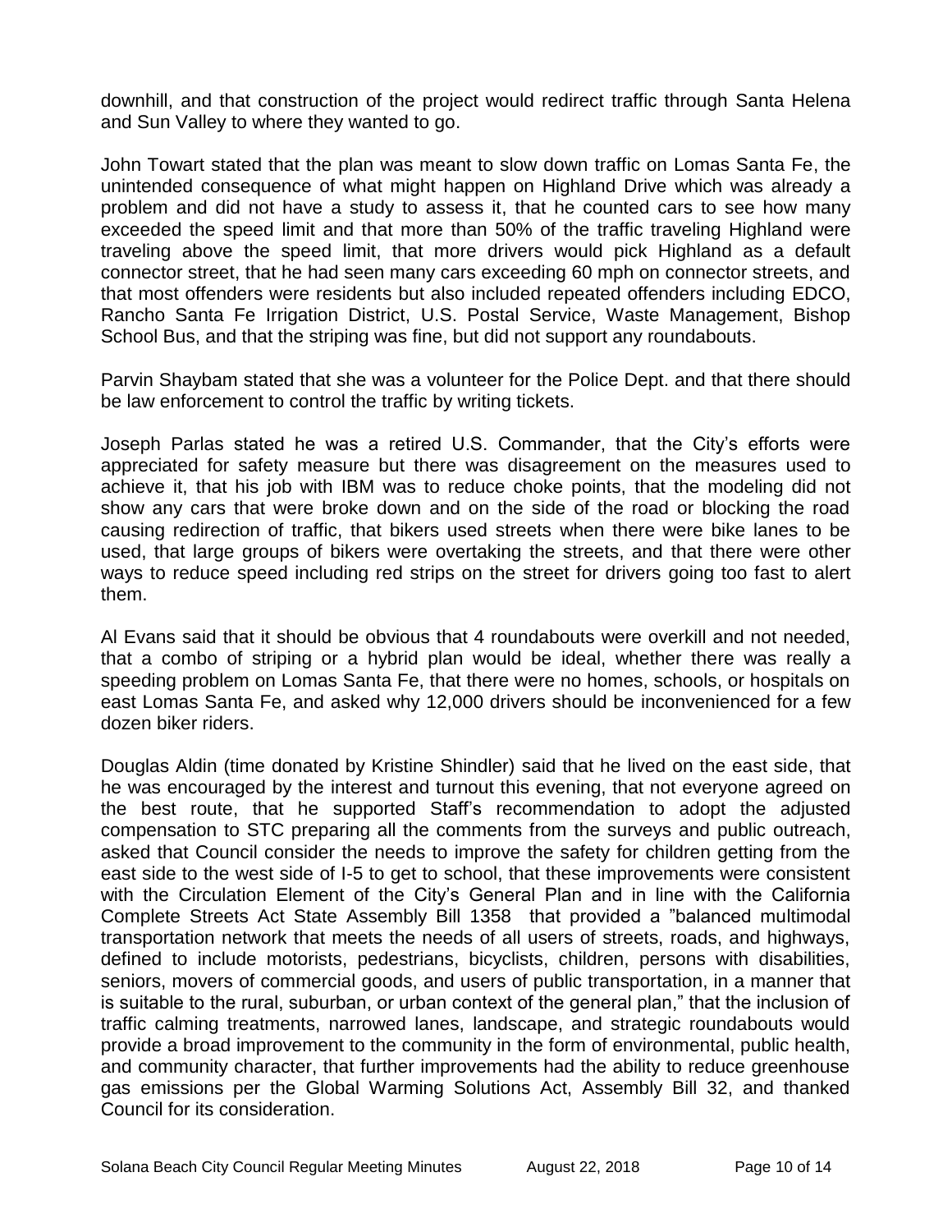downhill, and that construction of the project would redirect traffic through Santa Helena and Sun Valley to where they wanted to go.

John Towart stated that the plan was meant to slow down traffic on Lomas Santa Fe, the unintended consequence of what might happen on Highland Drive which was already a problem and did not have a study to assess it, that he counted cars to see how many exceeded the speed limit and that more than 50% of the traffic traveling Highland were traveling above the speed limit, that more drivers would pick Highland as a default connector street, that he had seen many cars exceeding 60 mph on connector streets, and that most offenders were residents but also included repeated offenders including EDCO, Rancho Santa Fe Irrigation District, U.S. Postal Service, Waste Management, Bishop School Bus, and that the striping was fine, but did not support any roundabouts.

Parvin Shaybam stated that she was a volunteer for the Police Dept. and that there should be law enforcement to control the traffic by writing tickets.

Joseph Parlas stated he was a retired U.S. Commander, that the City's efforts were appreciated for safety measure but there was disagreement on the measures used to achieve it, that his job with IBM was to reduce choke points, that the modeling did not show any cars that were broke down and on the side of the road or blocking the road causing redirection of traffic, that bikers used streets when there were bike lanes to be used, that large groups of bikers were overtaking the streets, and that there were other ways to reduce speed including red strips on the street for drivers going too fast to alert them.

Al Evans said that it should be obvious that 4 roundabouts were overkill and not needed, that a combo of striping or a hybrid plan would be ideal, whether there was really a speeding problem on Lomas Santa Fe, that there were no homes, schools, or hospitals on east Lomas Santa Fe, and asked why 12,000 drivers should be inconvenienced for a few dozen biker riders.

Douglas Aldin (time donated by Kristine Shindler) said that he lived on the east side, that he was encouraged by the interest and turnout this evening, that not everyone agreed on the best route, that he supported Staff's recommendation to adopt the adjusted compensation to STC preparing all the comments from the surveys and public outreach, asked that Council consider the needs to improve the safety for children getting from the east side to the west side of I-5 to get to school, that these improvements were consistent with the Circulation Element of the City's General Plan and in line with the California Complete Streets Act State Assembly Bill 1358 that provided a "balanced multimodal transportation network that meets the needs of all users of streets, roads, and highways, defined to include motorists, pedestrians, bicyclists, children, persons with disabilities, seniors, movers of commercial goods, and users of public transportation, in a manner that is suitable to the rural, suburban, or urban context of the general plan," that the inclusion of traffic calming treatments, narrowed lanes, landscape, and strategic roundabouts would provide a broad improvement to the community in the form of environmental, public health, and community character, that further improvements had the ability to reduce greenhouse gas emissions per the Global Warming Solutions Act, Assembly Bill 32, and thanked Council for its consideration.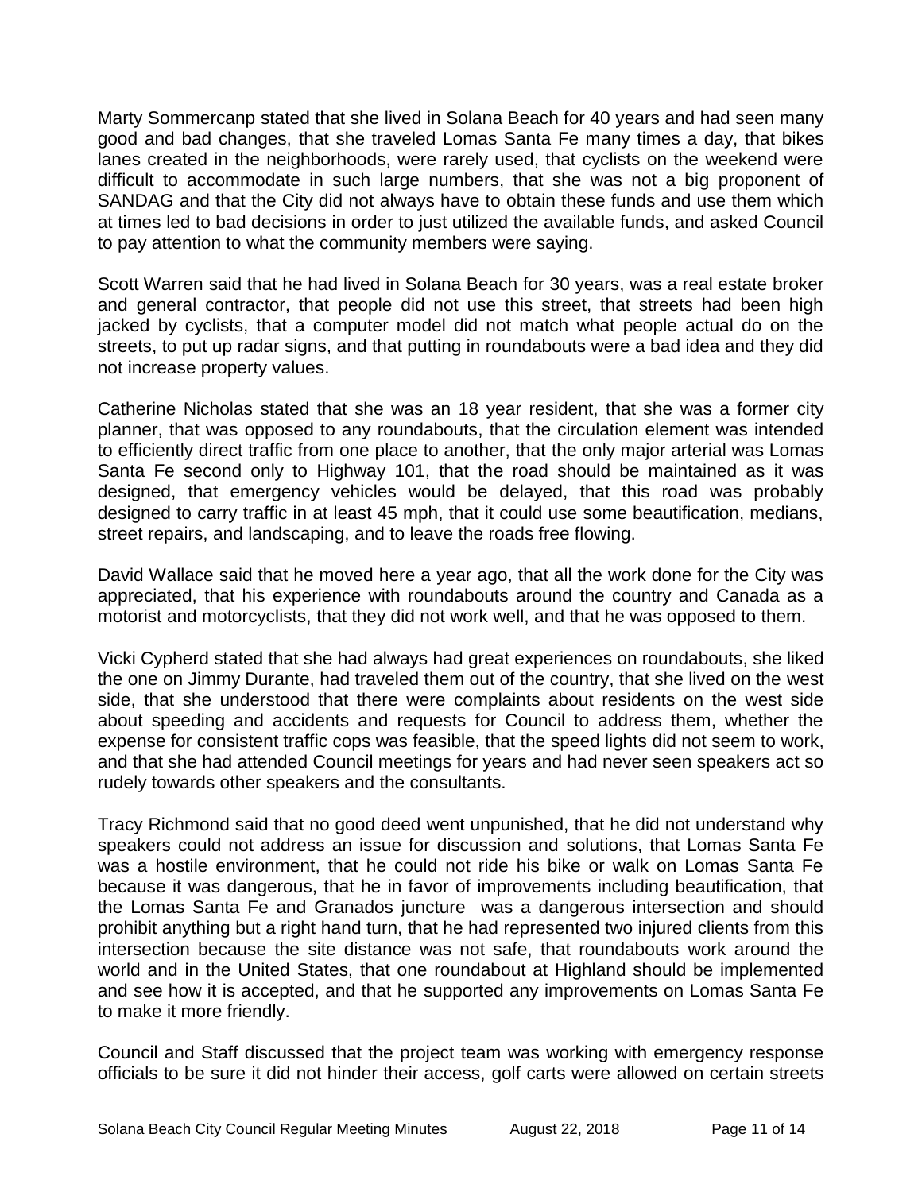Marty Sommercanp stated that she lived in Solana Beach for 40 years and had seen many good and bad changes, that she traveled Lomas Santa Fe many times a day, that bikes lanes created in the neighborhoods, were rarely used, that cyclists on the weekend were difficult to accommodate in such large numbers, that she was not a big proponent of SANDAG and that the City did not always have to obtain these funds and use them which at times led to bad decisions in order to just utilized the available funds, and asked Council to pay attention to what the community members were saying.

Scott Warren said that he had lived in Solana Beach for 30 years, was a real estate broker and general contractor, that people did not use this street, that streets had been high jacked by cyclists, that a computer model did not match what people actual do on the streets, to put up radar signs, and that putting in roundabouts were a bad idea and they did not increase property values.

Catherine Nicholas stated that she was an 18 year resident, that she was a former city planner, that was opposed to any roundabouts, that the circulation element was intended to efficiently direct traffic from one place to another, that the only major arterial was Lomas Santa Fe second only to Highway 101, that the road should be maintained as it was designed, that emergency vehicles would be delayed, that this road was probably designed to carry traffic in at least 45 mph, that it could use some beautification, medians, street repairs, and landscaping, and to leave the roads free flowing.

David Wallace said that he moved here a year ago, that all the work done for the City was appreciated, that his experience with roundabouts around the country and Canada as a motorist and motorcyclists, that they did not work well, and that he was opposed to them.

Vicki Cypherd stated that she had always had great experiences on roundabouts, she liked the one on Jimmy Durante, had traveled them out of the country, that she lived on the west side, that she understood that there were complaints about residents on the west side about speeding and accidents and requests for Council to address them, whether the expense for consistent traffic cops was feasible, that the speed lights did not seem to work, and that she had attended Council meetings for years and had never seen speakers act so rudely towards other speakers and the consultants.

Tracy Richmond said that no good deed went unpunished, that he did not understand why speakers could not address an issue for discussion and solutions, that Lomas Santa Fe was a hostile environment, that he could not ride his bike or walk on Lomas Santa Fe because it was dangerous, that he in favor of improvements including beautification, that the Lomas Santa Fe and Granados juncture was a dangerous intersection and should prohibit anything but a right hand turn, that he had represented two injured clients from this intersection because the site distance was not safe, that roundabouts work around the world and in the United States, that one roundabout at Highland should be implemented and see how it is accepted, and that he supported any improvements on Lomas Santa Fe to make it more friendly.

Council and Staff discussed that the project team was working with emergency response officials to be sure it did not hinder their access, golf carts were allowed on certain streets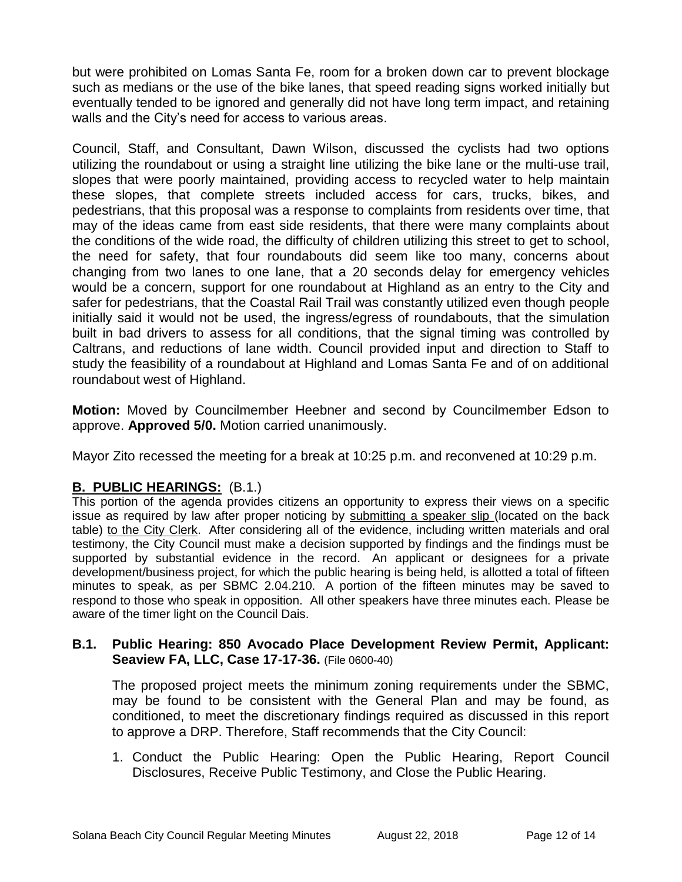but were prohibited on Lomas Santa Fe, room for a broken down car to prevent blockage such as medians or the use of the bike lanes, that speed reading signs worked initially but eventually tended to be ignored and generally did not have long term impact, and retaining walls and the City's need for access to various areas.

Council, Staff, and Consultant, Dawn Wilson, discussed the cyclists had two options utilizing the roundabout or using a straight line utilizing the bike lane or the multi-use trail, slopes that were poorly maintained, providing access to recycled water to help maintain these slopes, that complete streets included access for cars, trucks, bikes, and pedestrians, that this proposal was a response to complaints from residents over time, that may of the ideas came from east side residents, that there were many complaints about the conditions of the wide road, the difficulty of children utilizing this street to get to school, the need for safety, that four roundabouts did seem like too many, concerns about changing from two lanes to one lane, that a 20 seconds delay for emergency vehicles would be a concern, support for one roundabout at Highland as an entry to the City and safer for pedestrians, that the Coastal Rail Trail was constantly utilized even though people initially said it would not be used, the ingress/egress of roundabouts, that the simulation built in bad drivers to assess for all conditions, that the signal timing was controlled by Caltrans, and reductions of lane width. Council provided input and direction to Staff to study the feasibility of a roundabout at Highland and Lomas Santa Fe and of on additional roundabout west of Highland.

**Motion:** Moved by Councilmember Heebner and second by Councilmember Edson to approve. **Approved 5/0.** Motion carried unanimously.

Mayor Zito recessed the meeting for a break at 10:25 p.m. and reconvened at 10:29 p.m.

## B. PUBLIC HEARINGS: (B.1.)

This portion of the agenda provides citizens an opportunity to express their views on a specific issue as required by law after proper noticing by submitting a speaker slip (located on the back table) to the City Clerk. After considering all of the evidence, including written materials and oral testimony, the City Council must make a decision supported by findings and the findings must be supported by substantial evidence in the record. An applicant or designees for a private development/business project, for which the public hearing is being held, is allotted a total of fifteen minutes to speak, as per SBMC 2.04.210. A portion of the fifteen minutes may be saved to respond to those who speak in opposition. All other speakers have three minutes each. Please be aware of the timer light on the Council Dais.

### B.1. Public Hearing: 850 Avocado Place Development Review Permit, Applicant: Seaview FA, LLC, Case 17-17-36. (File 0600-40)

The proposed project meets the minimum zoning requirements under the SBMC, may be found to be consistent with the General Plan and may be found, as conditioned, to meet the discretionary findings required as discussed in this report to approve a DRP. Therefore, Staff recommends that the City Council:

1. Conduct the Public Hearing: Open the Public Hearing, Report Council Disclosures, Receive Public Testimony, and Close the Public Hearing.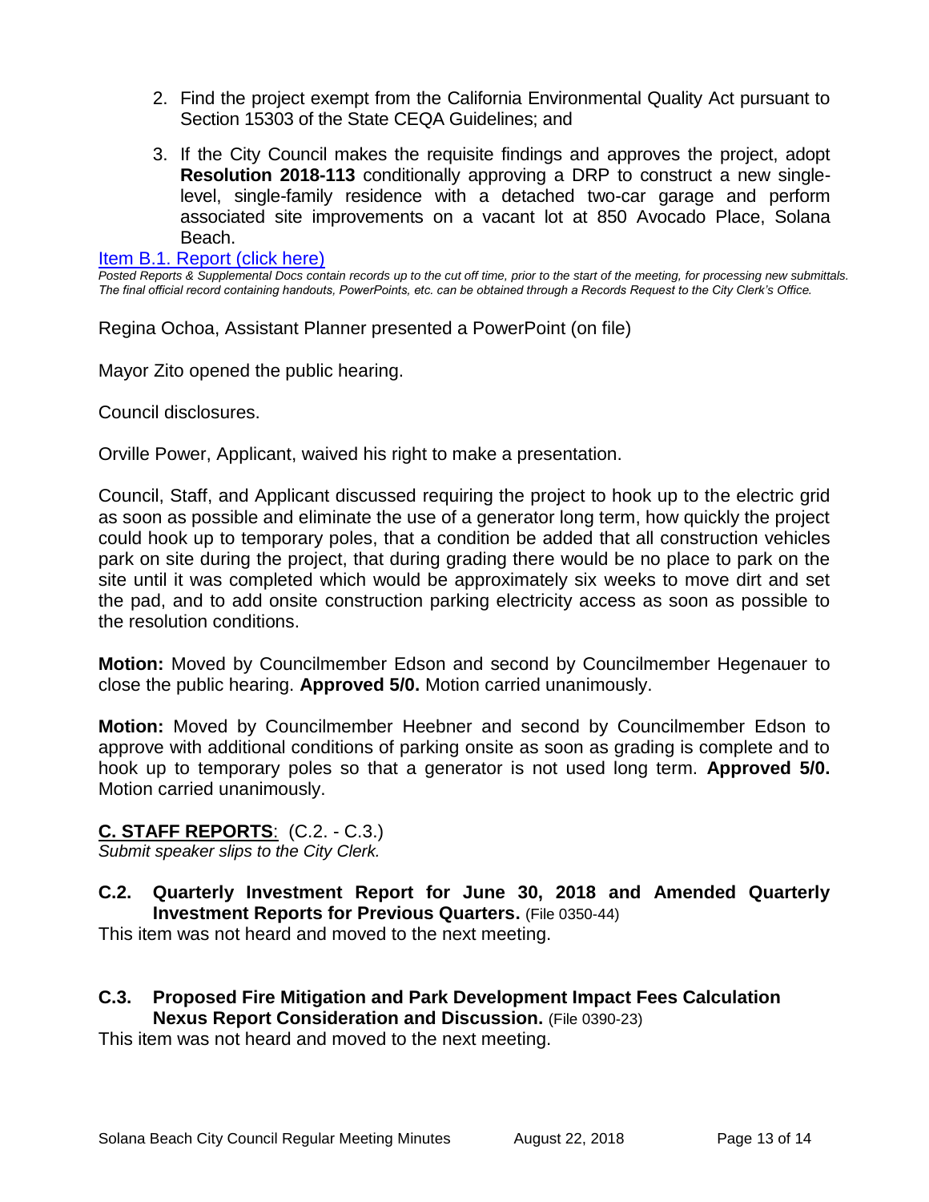2. Find the project exempt from the California Environmental Quality Act pursuant to Section 15303 of the State CEQA Guidelines; and
3. If the City Council makes the requisite findings and approves the project, adopt **Resolution 2018-113** conditionally approving a DRP to construct a new single-level, single-family residence with a detached two-car garage and perform associated site improvements on a vacant lot at 850 Avocado Place, Solana Beach.

[Item B.1. Report (click here)]

*Posted Reports & Supplemental Docs contain records up to the cut off time, prior to the start of the meeting, for processing new submittals. The final official record containing handouts, PowerPoints, etc. can be obtained through a Records Request to the City Clerk's Office.*

Regina Ochoa, Assistant Planner presented a PowerPoint (on file)

Mayor Zito opened the public hearing.

Council disclosures.

Orville Power, Applicant, waived his right to make a presentation.

Council, Staff, and Applicant discussed requiring the project to hook up to the electric grid as soon as possible and eliminate the use of a generator long term, how quickly the project could hook up to temporary poles, that a condition be added that all construction vehicles park on site during the project, that during grading there would be no place to park on the site until it was completed which would be approximately six weeks to move dirt and set the pad, and to add onsite construction parking electricity access as soon as possible to the resolution conditions.

**Motion:** Moved by Councilmember Edson and second by Councilmember Hegenauer to close the public hearing. **Approved 5/0.** Motion carried unanimously.

**Motion:** Moved by Councilmember Heebner and second by Councilmember Edson to approve with additional conditions of parking onsite as soon as grading is complete and to hook up to temporary poles so that a generator is not used long term. **Approved 5/0.** Motion carried unanimously.

## C. STAFF REPORTS: (C.2. - C.3.)

*Submit speaker slips to the City Clerk.*

### C.2. Quarterly Investment Report for June 30, 2018 and Amended Quarterly Investment Reports for Previous Quarters. (File 0350-44)

This item was not heard and moved to the next meeting.

### C.3. Proposed Fire Mitigation and Park Development Impact Fees Calculation Nexus Report Consideration and Discussion. (File 0390-23)

This item was not heard and moved to the next meeting.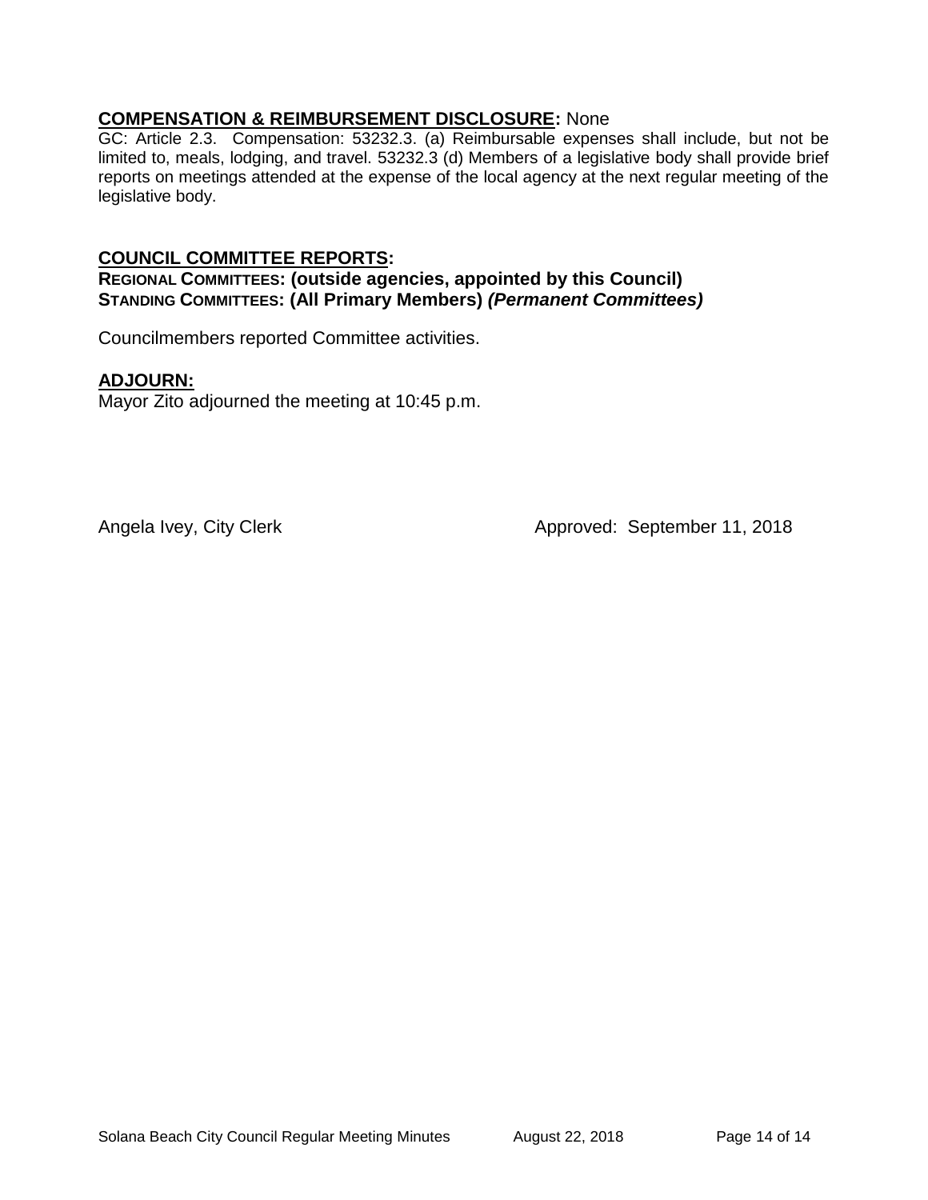**COMPENSATION & REIMBURSEMENT DISCLOSURE:** None

GC: Article 2.3. Compensation: 53232.3. (a) Reimbursable expenses shall include, but not be limited to, meals, lodging, and travel. 53232.3 (d) Members of a legislative body shall provide brief reports on meetings attended at the expense of the local agency at the next regular meeting of the legislative body.

**COUNCIL COMMITTEE REPORTS:**

**REGIONAL COMMITTEES: (outside agencies, appointed by this Council)**
**STANDING COMMITTEES: (All Primary Members) *(Permanent Committees)***

Councilmembers reported Committee activities.

**ADJOURN:**

Mayor Zito adjourned the meeting at 10:45 p.m.

Angela Ivey, City Clerk

Approved: September 11, 2018